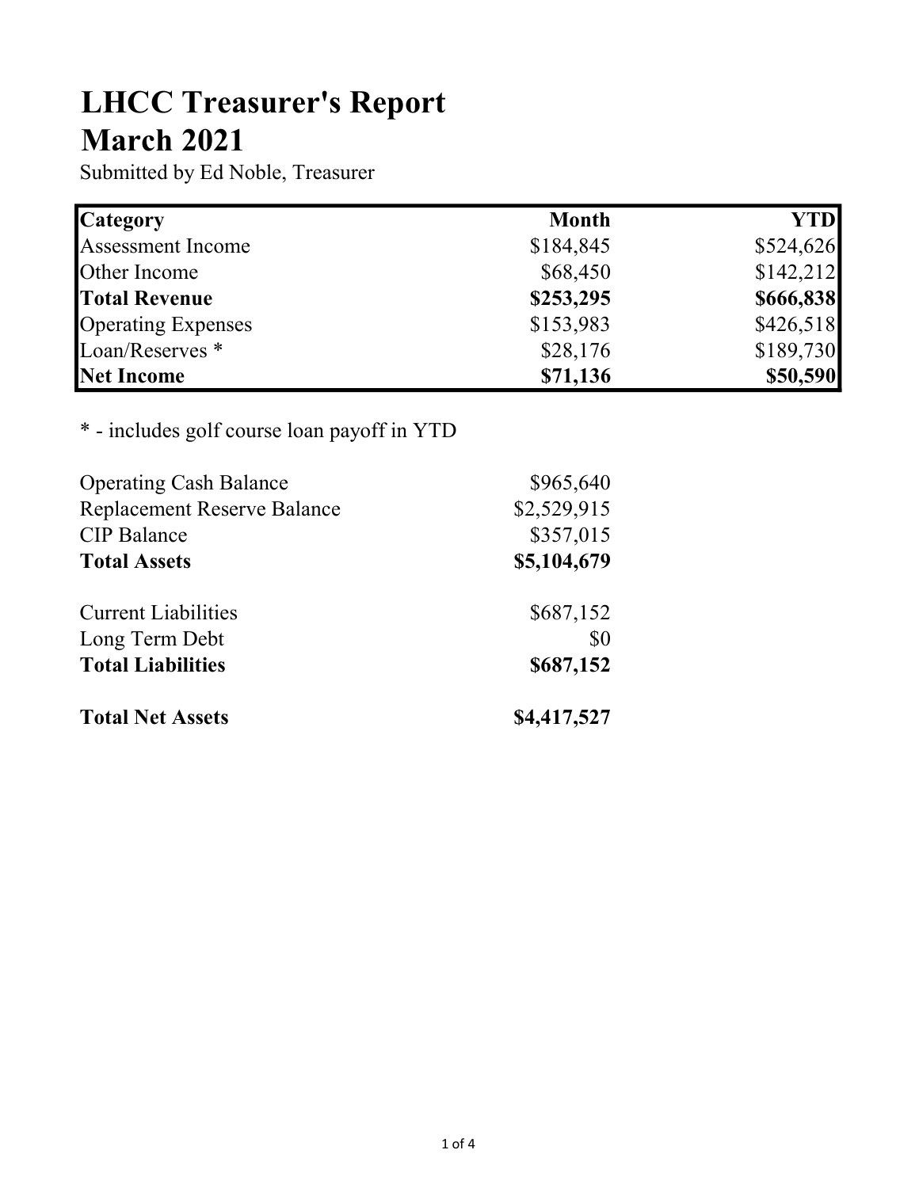# LHCC Treasurer's Report
# March 2021

Submitted by Ed Noble, Treasurer

| Category | Month | YTD |
| --- | --- | --- |
| Assessment Income | $184,845 | $524,626 |
| Other Income | $68,450 | $142,212 |
| **Total Revenue** | **$253,295** | **$666,838** |
| Operating Expenses | $153,983 | $426,518 |
| Loan/Reserves * | $28,176 | $189,730 |
| **Net Income** | **$71,136** | **$50,590** |

* - includes golf course loan payoff in YTD

| | |
| --- | --- |
| Operating Cash Balance | $965,640 |
| Replacement Reserve Balance | $2,529,915 |
| CIP Balance | $357,015 |
| **Total Assets** | **$5,104,679** |
| | |
| Current Liabilities | $687,152 |
| Long Term Debt | $0 |
| **Total Liabilities** | **$687,152** |
| | |
| **Total Net Assets** | **$4,417,527** |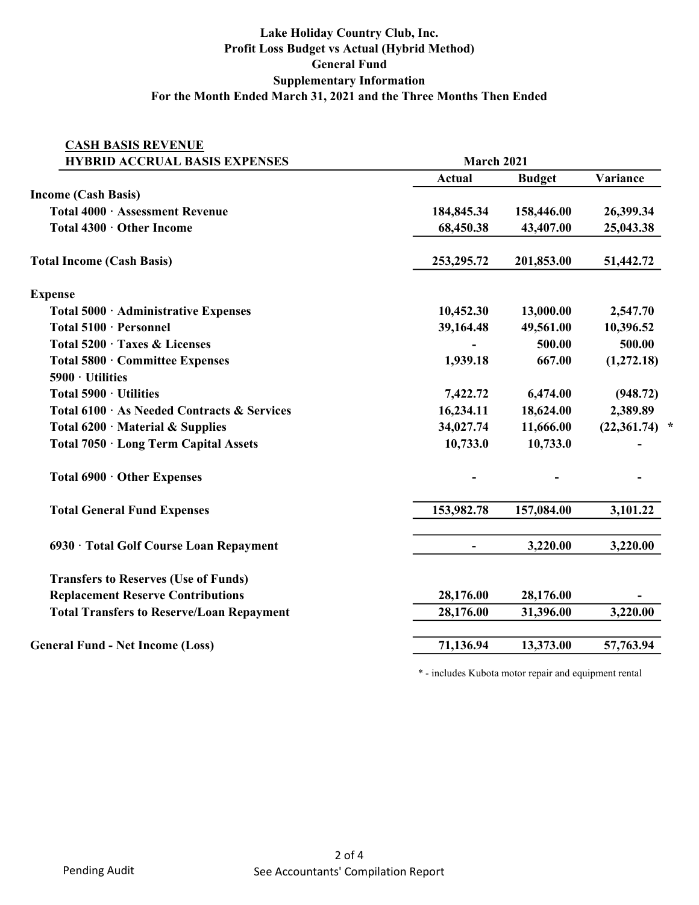**Lake Holiday Country Club, Inc.**
**Profit Loss Budget vs Actual (Hybrid Method)**
**General Fund**
**Supplementary Information**
**For the Month Ended March 31, 2021 and the Three Months Then Ended**

| CASH BASIS REVENUE<br>HYBRID ACCRUAL BASIS EXPENSES | March 2021 | | |
|---|---|---|---|
| | **Actual** | **Budget** | **Variance** |
| **Income (Cash Basis)** | | | |
| Total 4000 · Assessment Revenue | 184,845.34 | 158,446.00 | 26,399.34 |
| Total 4300 · Other Income | 68,450.38 | 43,407.00 | 25,043.38 |
| **Total Income (Cash Basis)** | 253,295.72 | 201,853.00 | 51,442.72 |
| **Expense** | | | |
| Total 5000 · Administrative Expenses | 10,452.30 | 13,000.00 | 2,547.70 |
| Total 5100 · Personnel | 39,164.48 | 49,561.00 | 10,396.52 |
| Total 5200 · Taxes & Licenses | - | 500.00 | 500.00 |
| Total 5800 · Committee Expenses | 1,939.18 | 667.00 | (1,272.18) |
| 5900 · Utilities | | | |
| Total 5900 · Utilities | 7,422.72 | 6,474.00 | (948.72) |
| Total 6100 · As Needed Contracts & Services | 16,234.11 | 18,624.00 | 2,389.89 |
| Total 6200 · Material & Supplies | 34,027.74 | 11,666.00 | (22,361.74) * |
| Total 7050 · Long Term Capital Assets | 10,733.0 | 10,733.0 | - |
| Total 6900 · Other Expenses | - | - | - |
| **Total General Fund Expenses** | 153,982.78 | 157,084.00 | 3,101.22 |
| 6930 · Total Golf Course Loan Repayment | - | 3,220.00 | 3,220.00 |
| **Transfers to Reserves (Use of Funds)** | | | |
| Replacement Reserve Contributions | 28,176.00 | 28,176.00 | - |
| **Total Transfers to Reserve/Loan Repayment** | 28,176.00 | 31,396.00 | 3,220.00 |
| **General Fund - Net Income (Loss)** | 71,136.94 | 13,373.00 | 57,763.94 |

* - includes Kubota motor repair and equipment rental

Pending Audit

See Accountants' Compilation Report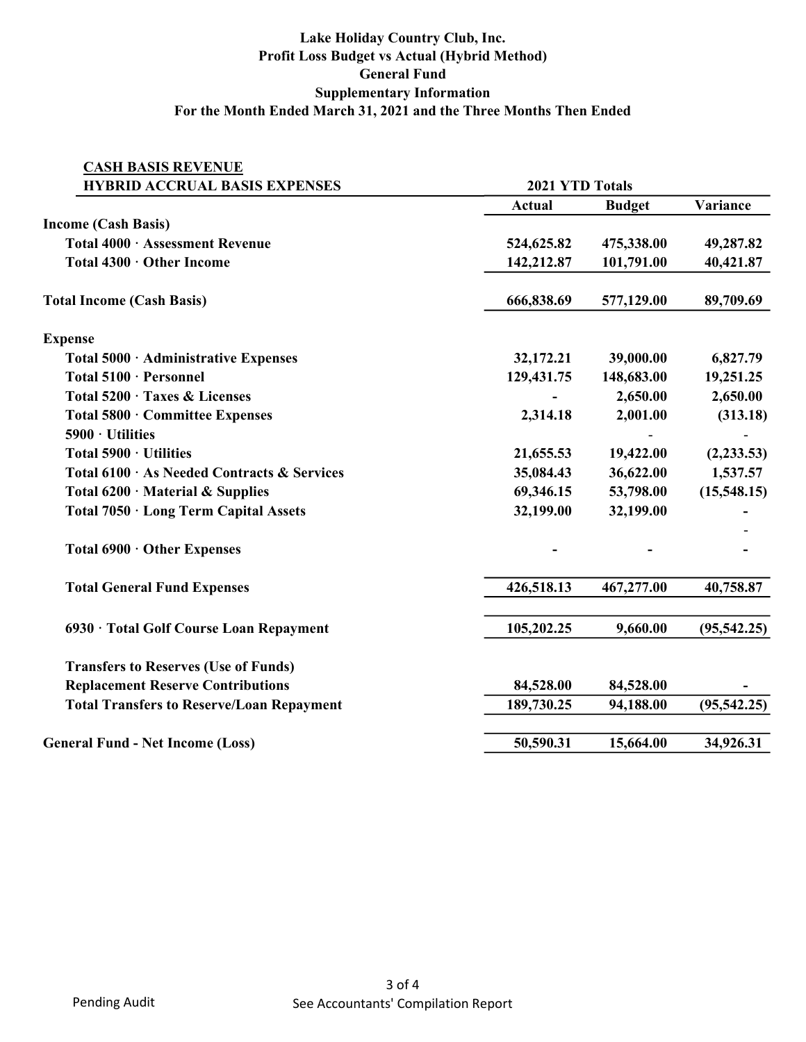**Lake Holiday Country Club, Inc.**
**Profit Loss Budget vs Actual (Hybrid Method)**
**General Fund**
**Supplementary Information**
**For the Month Ended March 31, 2021 and the Three Months Then Ended**

| CASH BASIS REVENUE<br>HYBRID ACCRUAL BASIS EXPENSES | 2021 YTD Totals | | |
|---|---|---|---|
| | **Actual** | **Budget** | **Variance** |
| **Income (Cash Basis)** | | | |
| **Total 4000 · Assessment Revenue** | 524,625.82 | 475,338.00 | 49,287.82 |
| **Total 4300 · Other Income** | 142,212.87 | 101,791.00 | 40,421.87 |
| **Total Income (Cash Basis)** | 666,838.69 | 577,129.00 | 89,709.69 |
| **Expense** | | | |
| **Total 5000 · Administrative Expenses** | 32,172.21 | 39,000.00 | 6,827.79 |
| **Total 5100 · Personnel** | 129,431.75 | 148,683.00 | 19,251.25 |
| **Total 5200 · Taxes & Licenses** | - | 2,650.00 | 2,650.00 |
| **Total 5800 · Committee Expenses** | 2,314.18 | 2,001.00 | (313.18) |
| **5900 · Utilities** | | - | - |
| **Total 5900 · Utilities** | 21,655.53 | 19,422.00 | (2,233.53) |
| **Total 6100 · As Needed Contracts & Services** | 35,084.43 | 36,622.00 | 1,537.57 |
| **Total 6200 · Material & Supplies** | 69,346.15 | 53,798.00 | (15,548.15) |
| **Total 7050 · Long Term Capital Assets** | 32,199.00 | 32,199.00 | - |
| | | | - |
| **Total 6900 · Other Expenses** | - | - | - |
| **Total General Fund Expenses** | 426,518.13 | 467,277.00 | 40,758.87 |
| **6930 · Total Golf Course Loan Repayment** | 105,202.25 | 9,660.00 | (95,542.25) |
| **Transfers to Reserves (Use of Funds)** | | | |
| **Replacement Reserve Contributions** | 84,528.00 | 84,528.00 | - |
| **Total Transfers to Reserve/Loan Repayment** | 189,730.25 | 94,188.00 | (95,542.25) |
| **General Fund - Net Income (Loss)** | 50,590.31 | 15,664.00 | 34,926.31 |

Pending Audit

See Accountants' Compilation Report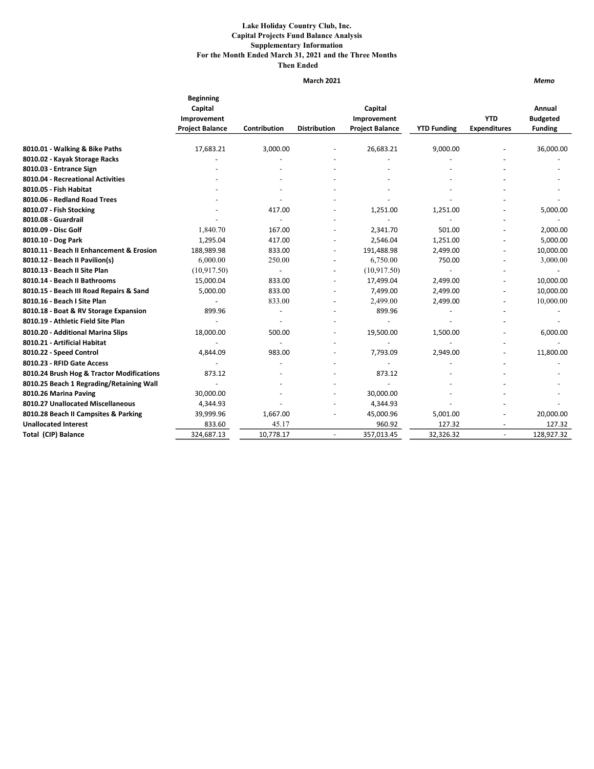**Lake Holiday Country Club, Inc.**
**Capital Projects Fund Balance Analysis**
**Supplementary Information**
**For the Month Ended March 31, 2021 and the Three Months Then Ended**

| | March 2021 | | | | | | *Memo* |
|---|---|---|---|---|---|---|---|
| | **Beginning Capital Improvement Project Balance** | **Contribution** | **Distribution** | **Capital Improvement Project Balance** | **YTD Funding** | **YTD Expenditures** | **Annual Budgeted Funding** |
| **8010.01 - Walking & Bike Paths** | 17,683.21 | 3,000.00 | - | 26,683.21 | 9,000.00 | - | 36,000.00 |
| **8010.02 - Kayak Storage Racks** | - | - | - | - | - | - | - |
| **8010.03 - Entrance Sign** | - | - | - | - | - | - | - |
| **8010.04 - Recreational Activities** | - | - | - | - | - | - | - |
| **8010.05 - Fish Habitat** | - | - | - | - | - | - | - |
| **8010.06 - Redland Road Trees** | - | - | - | - | - | - | - |
| **8010.07 - Fish Stocking** | - | 417.00 | - | 1,251.00 | 1,251.00 | - | 5,000.00 |
| **8010.08 - Guardrail** | - | - | - | - | - | - | - |
| **8010.09 - Disc Golf** | 1,840.70 | 167.00 | - | 2,341.70 | 501.00 | - | 2,000.00 |
| **8010.10 - Dog Park** | 1,295.04 | 417.00 | - | 2,546.04 | 1,251.00 | - | 5,000.00 |
| **8010.11 - Beach II Enhancement & Erosion** | 188,989.98 | 833.00 | - | 191,488.98 | 2,499.00 | - | 10,000.00 |
| **8010.12 - Beach II Pavilion(s)** | 6,000.00 | 250.00 | - | 6,750.00 | 750.00 | - | 3,000.00 |
| **8010.13 - Beach II Site Plan** | (10,917.50) | - | - | (10,917.50) | - | - | - |
| **8010.14 - Beach II Bathrooms** | 15,000.04 | 833.00 | - | 17,499.04 | 2,499.00 | - | 10,000.00 |
| **8010.15 - Beach III Road Repairs & Sand** | 5,000.00 | 833.00 | - | 7,499.00 | 2,499.00 | - | 10,000.00 |
| **8010.16 - Beach I Site Plan** | - | 833.00 | - | 2,499.00 | 2,499.00 | - | 10,000.00 |
| **8010.18 - Boat & RV Storage Expansion** | 899.96 | - | - | 899.96 | - | - | - |
| **8010.19 - Athletic Field Site Plan** | - | - | - | - | - | - | - |
| **8010.20 - Additional Marina Slips** | 18,000.00 | 500.00 | - | 19,500.00 | 1,500.00 | - | 6,000.00 |
| **8010.21 - Artificial Habitat** | - | - | - | - | - | - | - |
| **8010.22 - Speed Control** | 4,844.09 | 983.00 | - | 7,793.09 | 2,949.00 | - | 11,800.00 |
| **8010.23 - RFID Gate Access** | - | - | - | - | - | - | - |
| **8010.24 Brush Hog & Tractor Modifications** | 873.12 | - | - | 873.12 | - | - | - |
| **8010.25 Beach 1 Regrading/Retaining Wall** | - | - | - | - | - | - | - |
| **8010.26 Marina Paving** | 30,000.00 | - | - | 30,000.00 | - | - | - |
| **8010.27 Unallocated Miscellaneous** | 4,344.93 | - | - | 4,344.93 | - | - | - |
| **8010.28 Beach II Campsites & Parking** | 39,999.96 | 1,667.00 | - | 45,000.96 | 5,001.00 | - | 20,000.00 |
| **Unallocated Interest** | 833.60 | 45.17 | | 960.92 | 127.32 | - | 127.32 |
| **Total (CIP) Balance** | 324,687.13 | 10,778.17 | - | 357,013.45 | 32,326.32 | - | 128,927.32 |